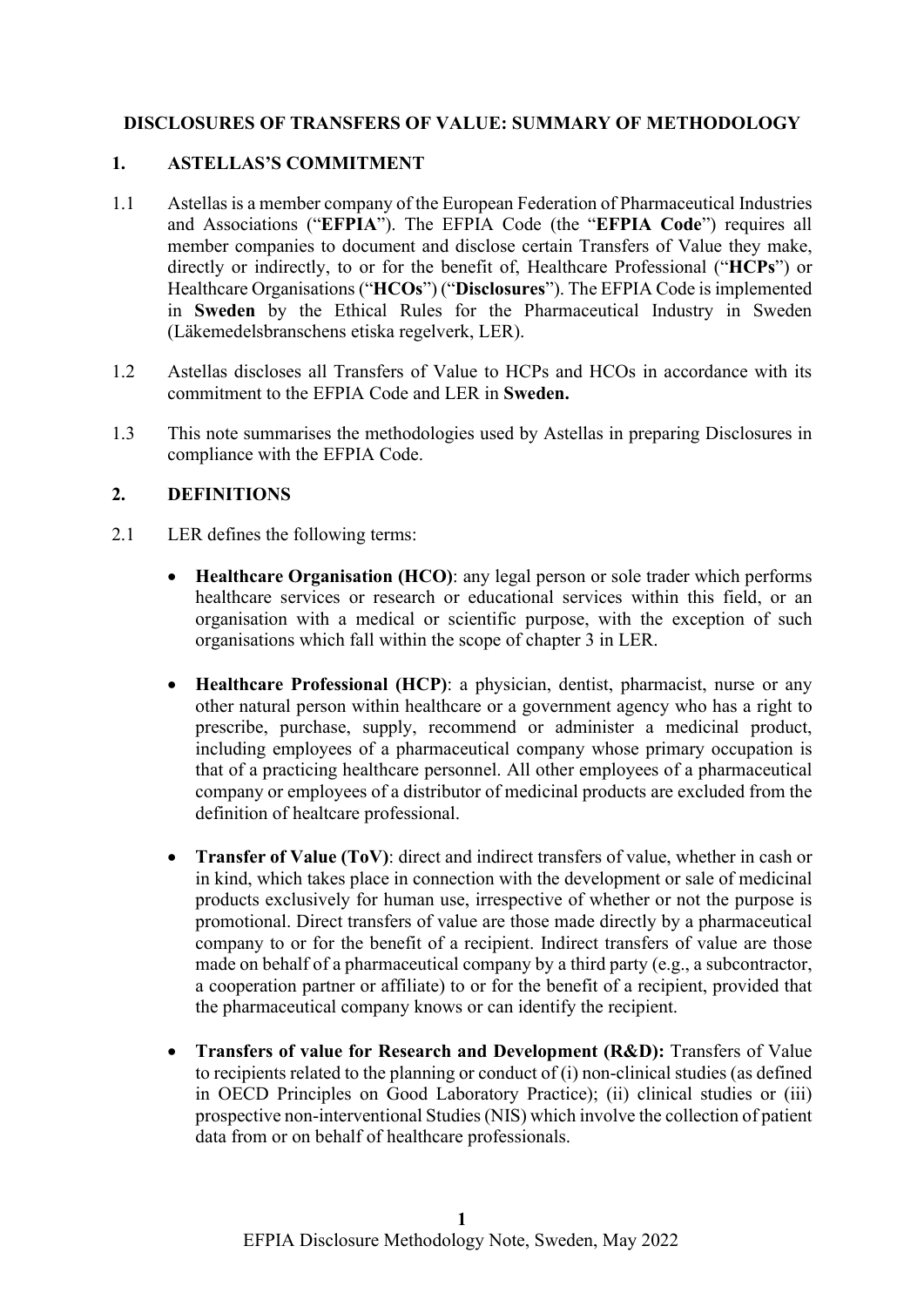# DISCLOSURES OF TRANSFERS OF VALUE: SUMMARY OF METHODOLOGY

## 1. ASTELLAS'S COMMITMENT

1.1 Astellas is a member company of the European Federation of Pharmaceutical Industries and Associations ("**EFPIA**"). The EFPIA Code (the "**EFPIA Code**") requires all member companies to document and disclose certain Transfers of Value they make, directly or indirectly, to or for the benefit of, Healthcare Professional ("**HCPs**") or Healthcare Organisations ("**HCOs**") ("**Disclosures**"). The EFPIA Code is implemented in **Sweden** by the Ethical Rules for the Pharmaceutical Industry in Sweden (Läkemedelsbranschens etiska regelverk, LER).

1.2 Astellas discloses all Transfers of Value to HCPs and HCOs in accordance with its commitment to the EFPIA Code and LER in **Sweden.**

1.3 This note summarises the methodologies used by Astellas in preparing Disclosures in compliance with the EFPIA Code.

## 2. DEFINITIONS

2.1 LER defines the following terms:

- **Healthcare Organisation (HCO)**: any legal person or sole trader which performs healthcare services or research or educational services within this field, or an organisation with a medical or scientific purpose, with the exception of such organisations which fall within the scope of chapter 3 in LER.

- **Healthcare Professional (HCP)**: a physician, dentist, pharmacist, nurse or any other natural person within healthcare or a government agency who has a right to prescribe, purchase, supply, recommend or administer a medicinal product, including employees of a pharmaceutical company whose primary occupation is that of a practicing healthcare personnel. All other employees of a pharmaceutical company or employees of a distributor of medicinal products are excluded from the definition of healtcare professional.

- **Transfer of Value (ToV)**: direct and indirect transfers of value, whether in cash or in kind, which takes place in connection with the development or sale of medicinal products exclusively for human use, irrespective of whether or not the purpose is promotional. Direct transfers of value are those made directly by a pharmaceutical company to or for the benefit of a recipient. Indirect transfers of value are those made on behalf of a pharmaceutical company by a third party (e.g., a subcontractor, a cooperation partner or affiliate) to or for the benefit of a recipient, provided that the pharmaceutical company knows or can identify the recipient.

- **Transfers of value for Research and Development (R&D):** Transfers of Value to recipients related to the planning or conduct of (i) non-clinical studies (as defined in OECD Principles on Good Laboratory Practice); (ii) clinical studies or (iii) prospective non-interventional Studies (NIS) which involve the collection of patient data from or on behalf of healthcare professionals.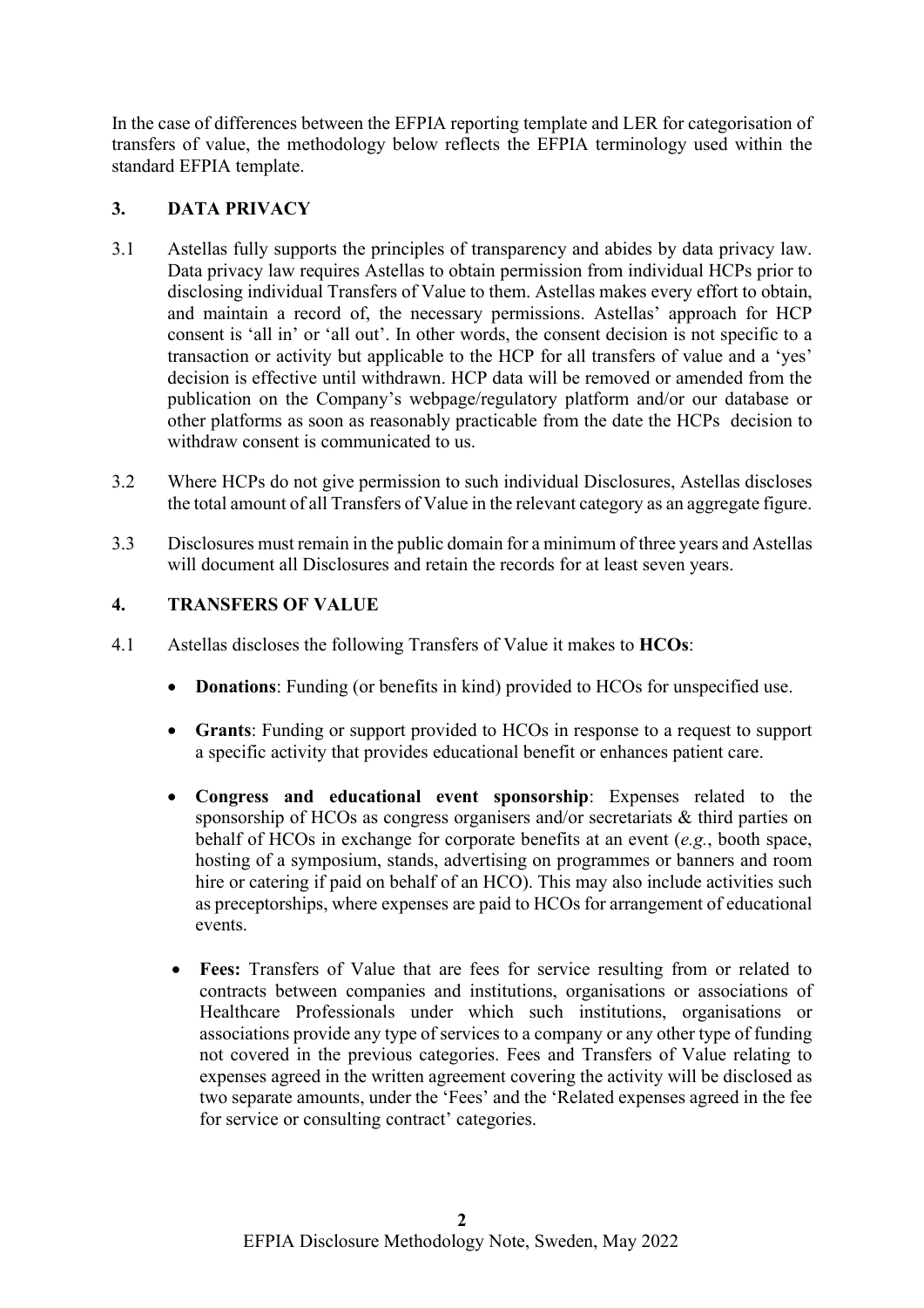In the case of differences between the EFPIA reporting template and LER for categorisation of transfers of value, the methodology below reflects the EFPIA terminology used within the standard EFPIA template.

## 3. DATA PRIVACY

3.1 Astellas fully supports the principles of transparency and abides by data privacy law. Data privacy law requires Astellas to obtain permission from individual HCPs prior to disclosing individual Transfers of Value to them. Astellas makes every effort to obtain, and maintain a record of, the necessary permissions. Astellas' approach for HCP consent is 'all in' or 'all out'. In other words, the consent decision is not specific to a transaction or activity but applicable to the HCP for all transfers of value and a 'yes' decision is effective until withdrawn. HCP data will be removed or amended from the publication on the Company's webpage/regulatory platform and/or our database or other platforms as soon as reasonably practicable from the date the HCPs decision to withdraw consent is communicated to us.

3.2 Where HCPs do not give permission to such individual Disclosures, Astellas discloses the total amount of all Transfers of Value in the relevant category as an aggregate figure.

3.3 Disclosures must remain in the public domain for a minimum of three years and Astellas will document all Disclosures and retain the records for at least seven years.

## 4. TRANSFERS OF VALUE

4.1 Astellas discloses the following Transfers of Value it makes to **HCOs**:

- **Donations**: Funding (or benefits in kind) provided to HCOs for unspecified use.
- **Grants**: Funding or support provided to HCOs in response to a request to support a specific activity that provides educational benefit or enhances patient care.
- **Congress and educational event sponsorship**: Expenses related to the sponsorship of HCOs as congress organisers and/or secretariats & third parties on behalf of HCOs in exchange for corporate benefits at an event (*e.g.*, booth space, hosting of a symposium, stands, advertising on programmes or banners and room hire or catering if paid on behalf of an HCO). This may also include activities such as preceptorships, where expenses are paid to HCOs for arrangement of educational events.
- **Fees:** Transfers of Value that are fees for service resulting from or related to contracts between companies and institutions, organisations or associations of Healthcare Professionals under which such institutions, organisations or associations provide any type of services to a company or any other type of funding not covered in the previous categories. Fees and Transfers of Value relating to expenses agreed in the written agreement covering the activity will be disclosed as two separate amounts, under the 'Fees' and the 'Related expenses agreed in the fee for service or consulting contract' categories.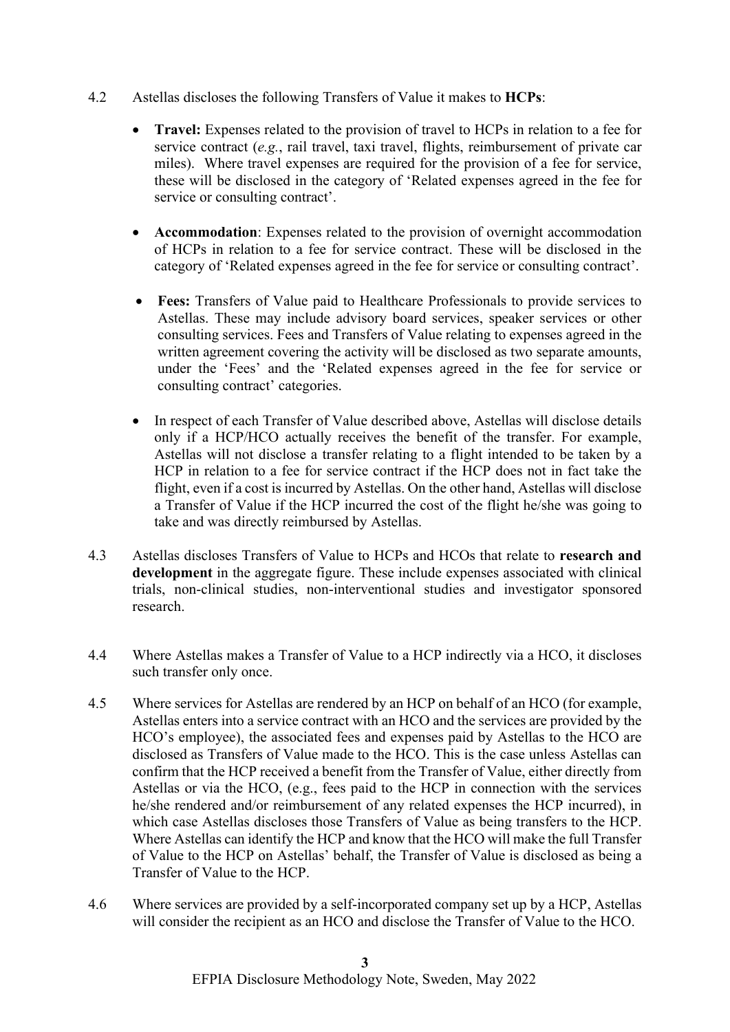4.2 Astellas discloses the following Transfers of Value it makes to **HCPs**:

- **Travel:** Expenses related to the provision of travel to HCPs in relation to a fee for service contract (*e.g.*, rail travel, taxi travel, flights, reimbursement of private car miles). Where travel expenses are required for the provision of a fee for service, these will be disclosed in the category of 'Related expenses agreed in the fee for service or consulting contract'.

- **Accommodation**: Expenses related to the provision of overnight accommodation of HCPs in relation to a fee for service contract. These will be disclosed in the category of 'Related expenses agreed in the fee for service or consulting contract'.

- **Fees:** Transfers of Value paid to Healthcare Professionals to provide services to Astellas. These may include advisory board services, speaker services or other consulting services. Fees and Transfers of Value relating to expenses agreed in the written agreement covering the activity will be disclosed as two separate amounts, under the 'Fees' and the 'Related expenses agreed in the fee for service or consulting contract' categories.

- In respect of each Transfer of Value described above, Astellas will disclose details only if a HCP/HCO actually receives the benefit of the transfer. For example, Astellas will not disclose a transfer relating to a flight intended to be taken by a HCP in relation to a fee for service contract if the HCP does not in fact take the flight, even if a cost is incurred by Astellas. On the other hand, Astellas will disclose a Transfer of Value if the HCP incurred the cost of the flight he/she was going to take and was directly reimbursed by Astellas.

4.3 Astellas discloses Transfers of Value to HCPs and HCOs that relate to **research and development** in the aggregate figure. These include expenses associated with clinical trials, non-clinical studies, non-interventional studies and investigator sponsored research.

4.4 Where Astellas makes a Transfer of Value to a HCP indirectly via a HCO, it discloses such transfer only once.

4.5 Where services for Astellas are rendered by an HCP on behalf of an HCO (for example, Astellas enters into a service contract with an HCO and the services are provided by the HCO's employee), the associated fees and expenses paid by Astellas to the HCO are disclosed as Transfers of Value made to the HCO. This is the case unless Astellas can confirm that the HCP received a benefit from the Transfer of Value, either directly from Astellas or via the HCO, (e.g., fees paid to the HCP in connection with the services he/she rendered and/or reimbursement of any related expenses the HCP incurred), in which case Astellas discloses those Transfers of Value as being transfers to the HCP. Where Astellas can identify the HCP and know that the HCO will make the full Transfer of Value to the HCP on Astellas' behalf, the Transfer of Value is disclosed as being a Transfer of Value to the HCP.

4.6 Where services are provided by a self-incorporated company set up by a HCP, Astellas will consider the recipient as an HCO and disclose the Transfer of Value to the HCO.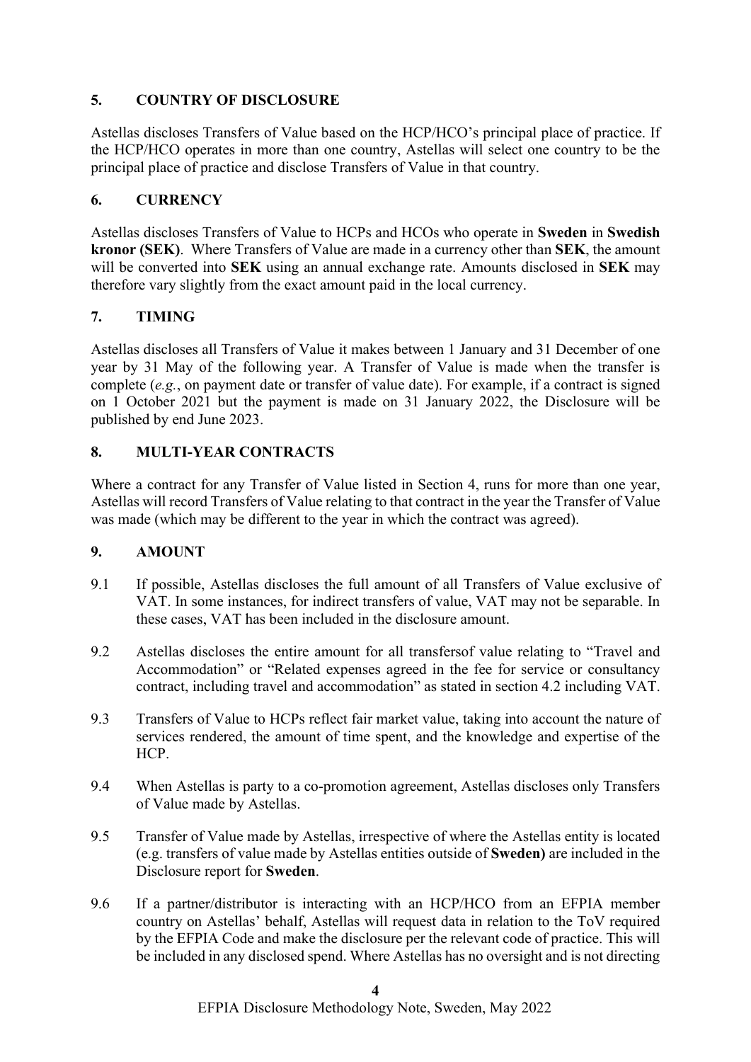## 5. COUNTRY OF DISCLOSURE

Astellas discloses Transfers of Value based on the HCP/HCO's principal place of practice. If the HCP/HCO operates in more than one country, Astellas will select one country to be the principal place of practice and disclose Transfers of Value in that country.

## 6. CURRENCY

Astellas discloses Transfers of Value to HCPs and HCOs who operate in **Sweden** in **Swedish kronor (SEK)**. Where Transfers of Value are made in a currency other than **SEK**, the amount will be converted into **SEK** using an annual exchange rate. Amounts disclosed in **SEK** may therefore vary slightly from the exact amount paid in the local currency.

## 7. TIMING

Astellas discloses all Transfers of Value it makes between 1 January and 31 December of one year by 31 May of the following year. A Transfer of Value is made when the transfer is complete (*e.g.*, on payment date or transfer of value date). For example, if a contract is signed on 1 October 2021 but the payment is made on 31 January 2022, the Disclosure will be published by end June 2023.

## 8. MULTI-YEAR CONTRACTS

Where a contract for any Transfer of Value listed in Section 4, runs for more than one year, Astellas will record Transfers of Value relating to that contract in the year the Transfer of Value was made (which may be different to the year in which the contract was agreed).

## 9. AMOUNT

9.1 If possible, Astellas discloses the full amount of all Transfers of Value exclusive of VAT. In some instances, for indirect transfers of value, VAT may not be separable. In these cases, VAT has been included in the disclosure amount.

9.2 Astellas discloses the entire amount for all transfersof value relating to "Travel and Accommodation" or "Related expenses agreed in the fee for service or consultancy contract, including travel and accommodation" as stated in section 4.2 including VAT.

9.3 Transfers of Value to HCPs reflect fair market value, taking into account the nature of services rendered, the amount of time spent, and the knowledge and expertise of the HCP.

9.4 When Astellas is party to a co-promotion agreement, Astellas discloses only Transfers of Value made by Astellas.

9.5 Transfer of Value made by Astellas, irrespective of where the Astellas entity is located (e.g. transfers of value made by Astellas entities outside of **Sweden)** are included in the Disclosure report for **Sweden**.

9.6 If a partner/distributor is interacting with an HCP/HCO from an EFPIA member country on Astellas' behalf, Astellas will request data in relation to the ToV required by the EFPIA Code and make the disclosure per the relevant code of practice. This will be included in any disclosed spend. Where Astellas has no oversight and is not directing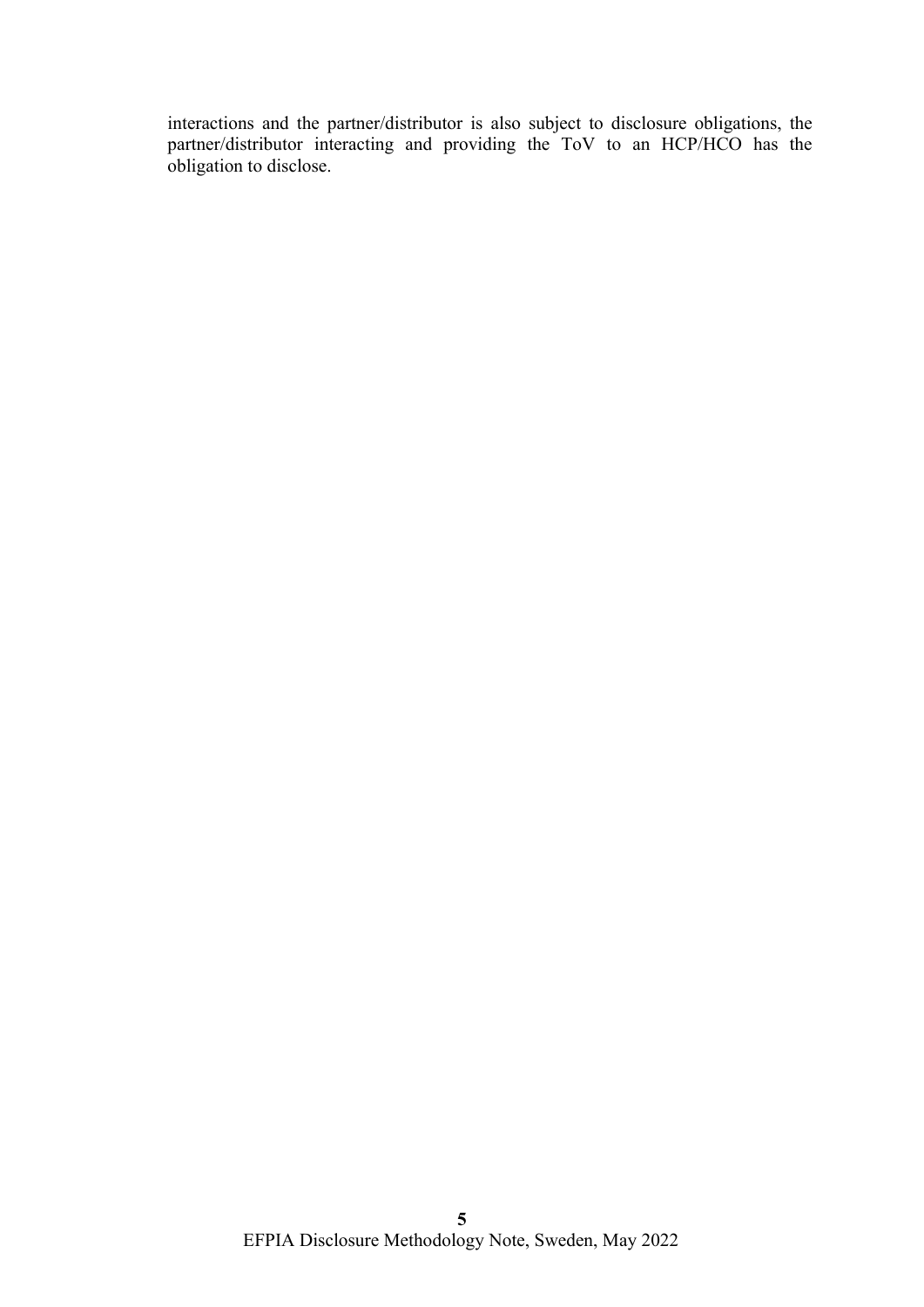interactions and the partner/distributor is also subject to disclosure obligations, the partner/distributor interacting and providing the ToV to an HCP/HCO has the obligation to disclose.